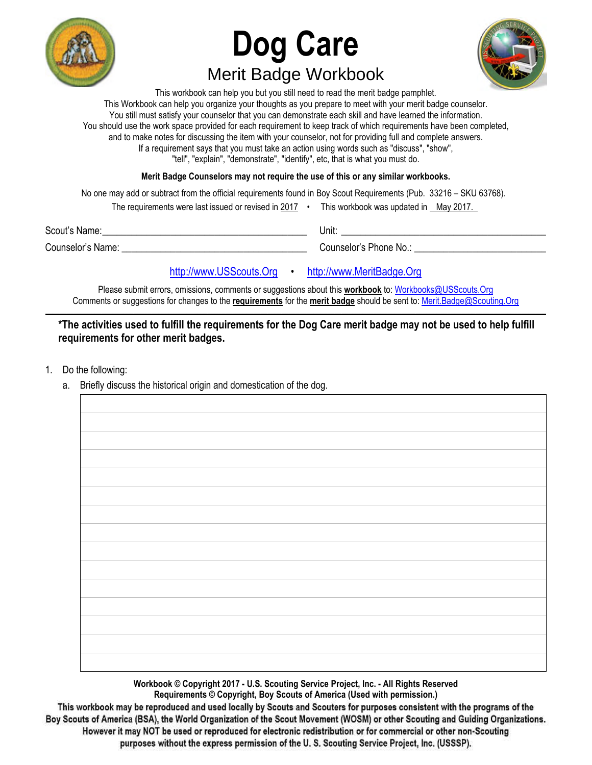# Dog Care

## Merit Badge Workbook

This workbook can help you but you still need to read the merit badge pamphlet.
This Workbook can help you organize your thoughts as you prepare to meet with your merit badge counselor.
You still must satisfy your counselor that you can demonstrate each skill and have learned the information.
You should use the work space provided for each requirement to keep track of which requirements have been completed, and to make notes for discussing the item with your counselor, not for providing full and complete answers.
If a requirement says that you must take an action using words such as "discuss", "show", "tell", "explain", "demonstrate", "identify", etc, that is what you must do.

**Merit Badge Counselors may not require the use of this or any similar workbooks.**

No one may add or subtract from the official requirements found in Boy Scout Requirements (Pub. 33216 – SKU 63768).

The requirements were last issued or revised in 2017 • This workbook was updated in May 2017.

Scout's Name:________________________________________ Unit: ________________________________________

Counselor's Name: ____________________________________ Counselor's Phone No.: __________________________

http://www.USScouts.Org • http://www.MeritBadge.Org

Please submit errors, omissions, comments or suggestions about this **workbook** to: Workbooks@USScouts.Org
Comments or suggestions for changes to the **requirements** for the **merit badge** should be sent to: Merit.Badge@Scouting.Org

---

***The activities used to fulfill the requirements for the Dog Care merit badge may not be used to help fulfill requirements for other merit badges.**

1. Do the following:
   a. Briefly discuss the historical origin and domestication of the dog.

Workbook © Copyright 2017 - U.S. Scouting Service Project, Inc. - All Rights Reserved
Requirements © Copyright, Boy Scouts of America (Used with permission.)

This workbook may be reproduced and used locally by Scouts and Scouters for purposes consistent with the programs of the Boy Scouts of America (BSA), the World Organization of the Scout Movement (WOSM) or other Scouting and Guiding Organizations. However it may NOT be used or reproduced for electronic redistribution or for commercial or other non-Scouting purposes without the express permission of the U. S. Scouting Service Project, Inc. (USSSP).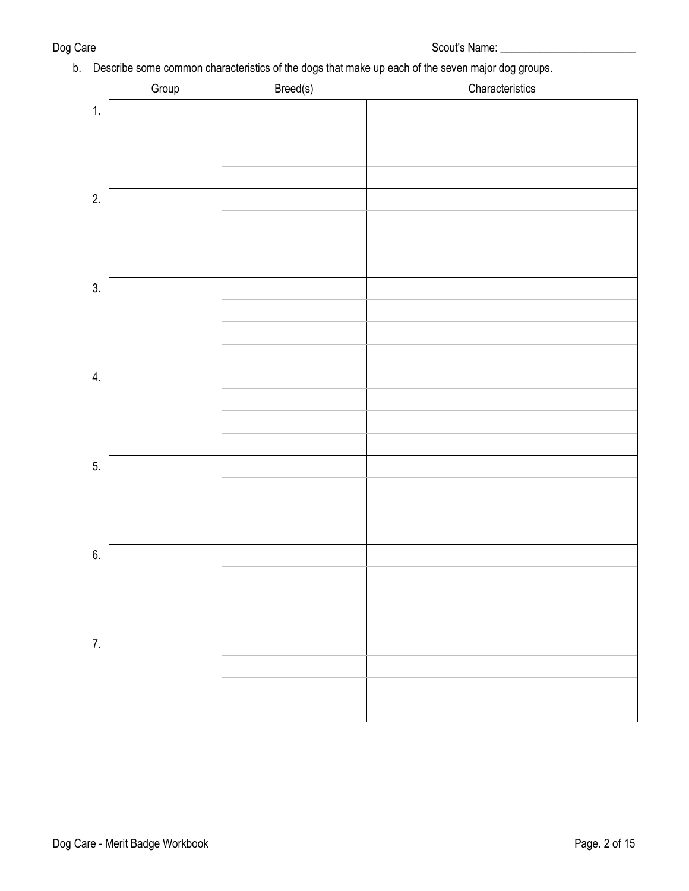Scout's Name: ________________________

b. Describe some common characteristics of the dogs that make up each of the seven major dog groups.

| | Group | Breed(s) | Characteristics |
|---|---|---|---|
| 1. | | | |
| | | | |
| | | | |
| | | | |
| 2. | | | |
| | | | |
| | | | |
| | | | |
| 3. | | | |
| | | | |
| | | | |
| | | | |
| 4. | | | |
| | | | |
| | | | |
| | | | |
| 5. | | | |
| | | | |
| | | | |
| | | | |
| 6. | | | |
| | | | |
| | | | |
| | | | |
| 7. | | | |
| | | | |
| | | | |
| | | | |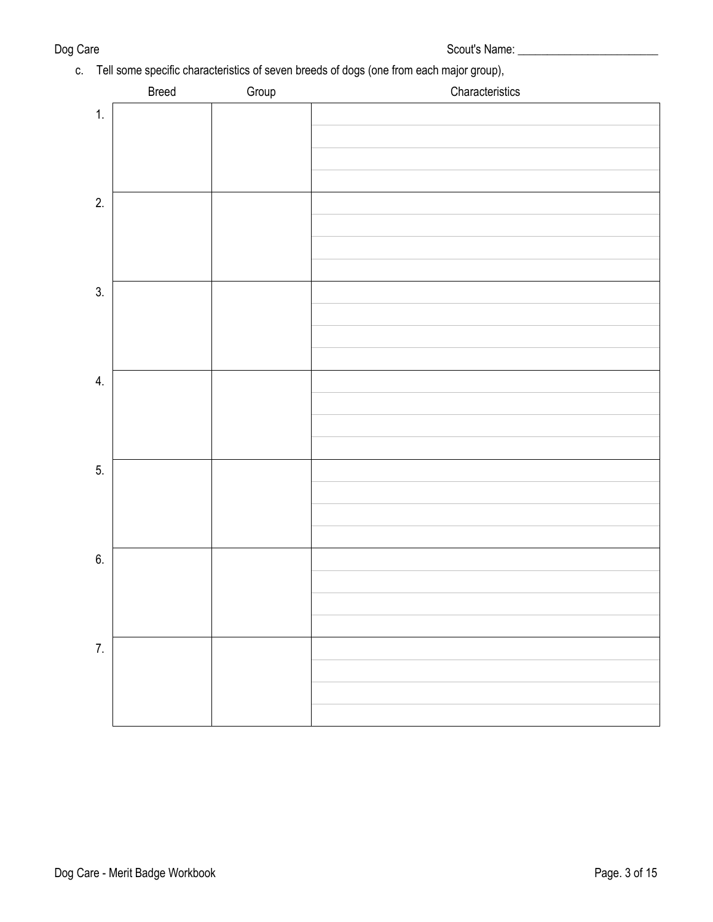Scout's Name: ________________________

c. Tell some specific characteristics of seven breeds of dogs (one from each major group),

| | Breed | Group | Characteristics |
|---|---|---|---|
| 1. | | | |
| 2. | | | |
| 3. | | | |
| 4. | | | |
| 5. | | | |
| 6. | | | |
| 7. | | | |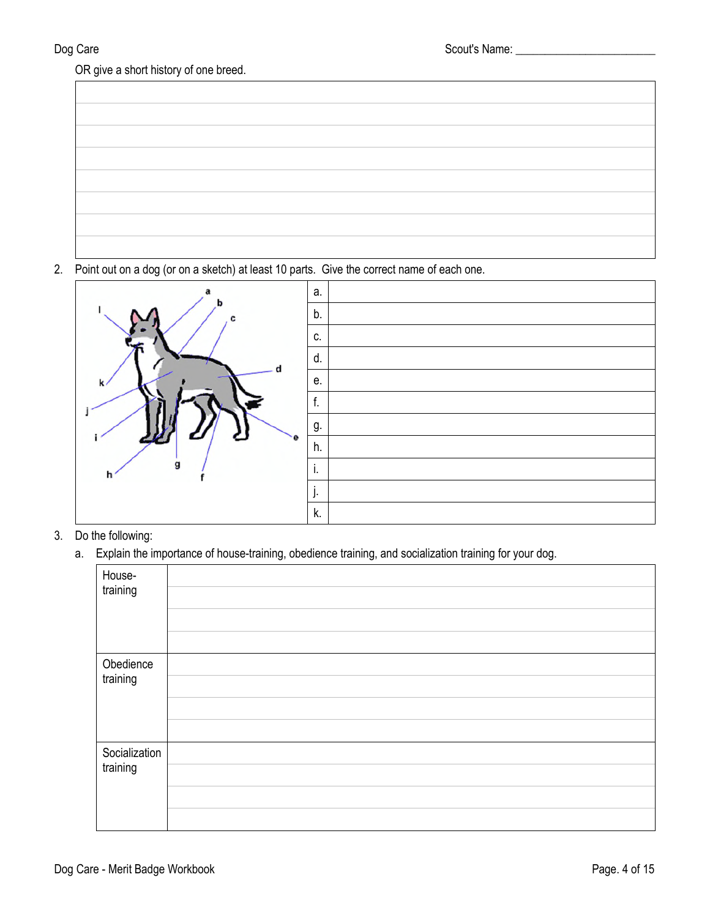OR give a short history of one breed.

| |
|---|
| |
| |
| |
| |
| |
| |
| |
| |

2. Point out on a dog (or on a sketch) at least 10 parts. Give the correct name of each one.

| | |
|---|---|
| a. | |
| b. | |
| c. | |
| d. | |
| e. | |
| f. | |
| g. | |
| h. | |
| i. | |
| j. | |
| k. | |

3. Do the following:

   a. Explain the importance of house-training, obedience training, and socialization training for your dog.

| | |
|---|---|
| House-training | |
| Obedience training | |
| Socialization training | |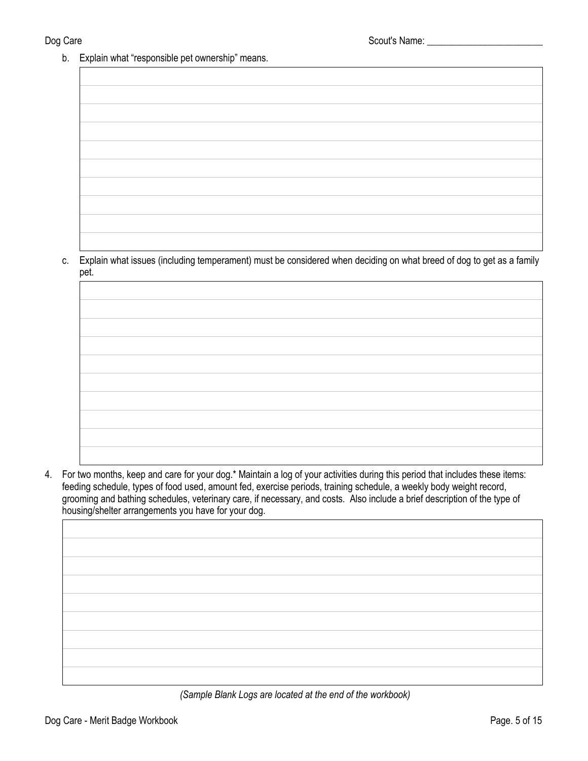b. Explain what "responsible pet ownership" means.

c. Explain what issues (including temperament) must be considered when deciding on what breed of dog to get as a family pet.

4. For two months, keep and care for your dog.* Maintain a log of your activities during this period that includes these items: feeding schedule, types of food used, amount fed, exercise periods, training schedule, a weekly body weight record, grooming and bathing schedules, veterinary care, if necessary, and costs. Also include a brief description of the type of housing/shelter arrangements you have for your dog.

*(Sample Blank Logs are located at the end of the workbook)*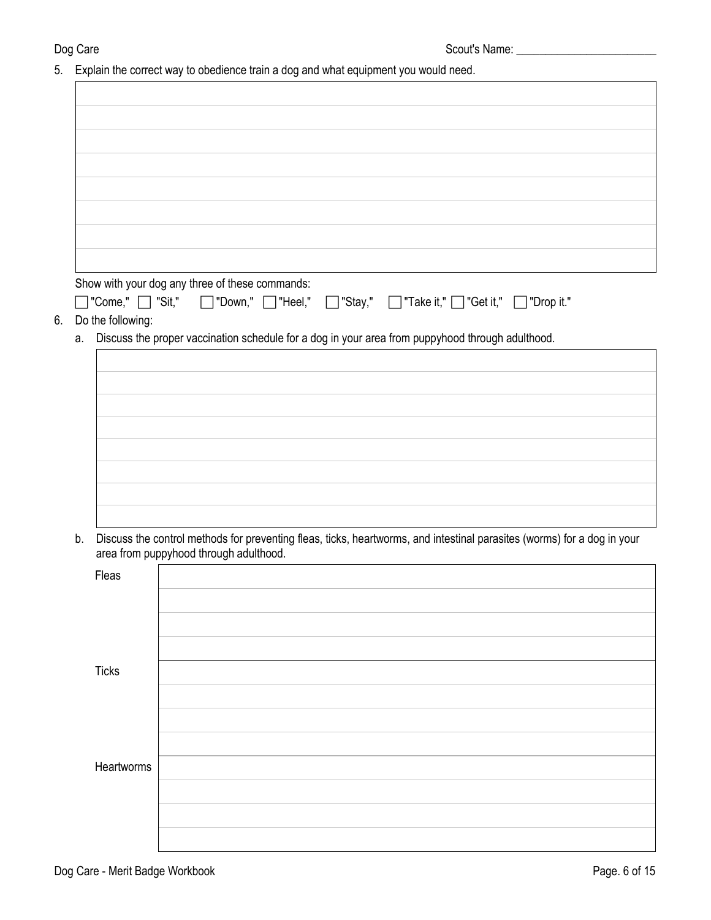5. Explain the correct way to obedience train a dog and what equipment you would need.

Show with your dog any three of these commands:

☐ "Come," ☐ "Sit," ☐ "Down," ☐ "Heel," ☐ "Stay," ☐ "Take it," ☐ "Get it," ☐ "Drop it."

6. Do the following:

   a. Discuss the proper vaccination schedule for a dog in your area from puppyhood through adulthood.

   b. Discuss the control methods for preventing fleas, ticks, heartworms, and intestinal parasites (worms) for a dog in your area from puppyhood through adulthood.

| | |
|---|---|
| Fleas | |
| Ticks | |
| Heartworms | |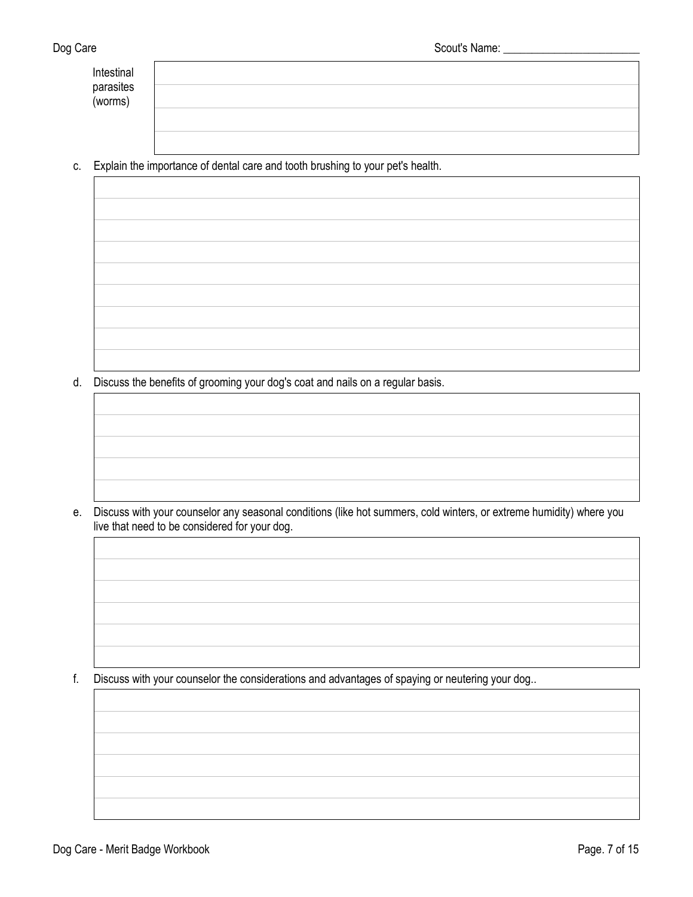| Intestinal parasites (worms) | |
|---|---|

c. Explain the importance of dental care and tooth brushing to your pet's health.

d. Discuss the benefits of grooming your dog's coat and nails on a regular basis.

e. Discuss with your counselor any seasonal conditions (like hot summers, cold winters, or extreme humidity) where you live that need to be considered for your dog.

f. Discuss with your counselor the considerations and advantages of spaying or neutering your dog..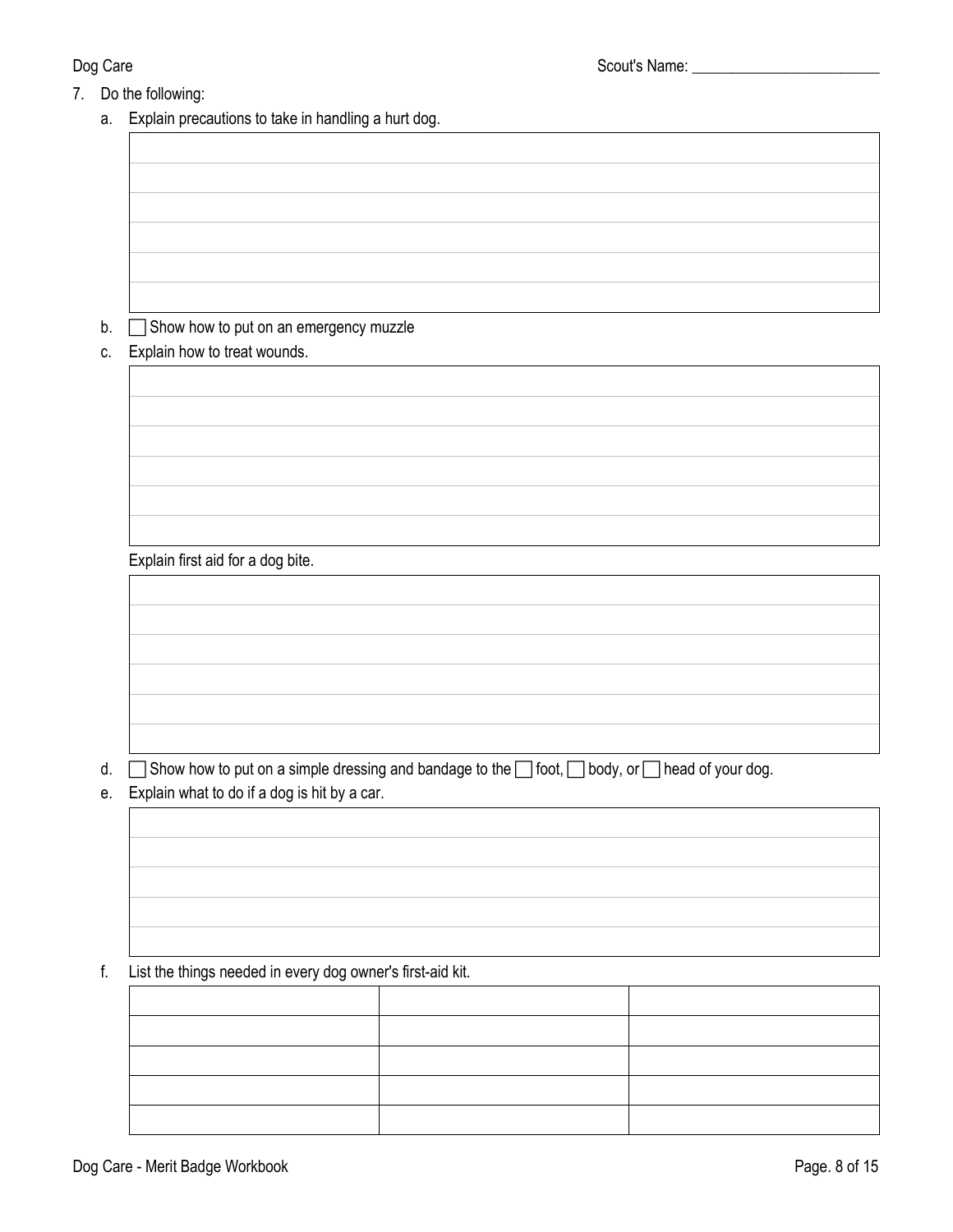7. Do the following:

   a. Explain precautions to take in handling a hurt dog.

   b. ☐ Show how to put on an emergency muzzle

   c. Explain how to treat wounds.

      Explain first aid for a dog bite.

   d. ☐ Show how to put on a simple dressing and bandage to the ☐ foot, ☐ body, or ☐ head of your dog.

   e. Explain what to do if a dog is hit by a car.

   f. List the things needed in every dog owner's first-aid kit.

| | | |
|---|---|---|
| | | |
| | | |
| | | |
| | | |
| | | |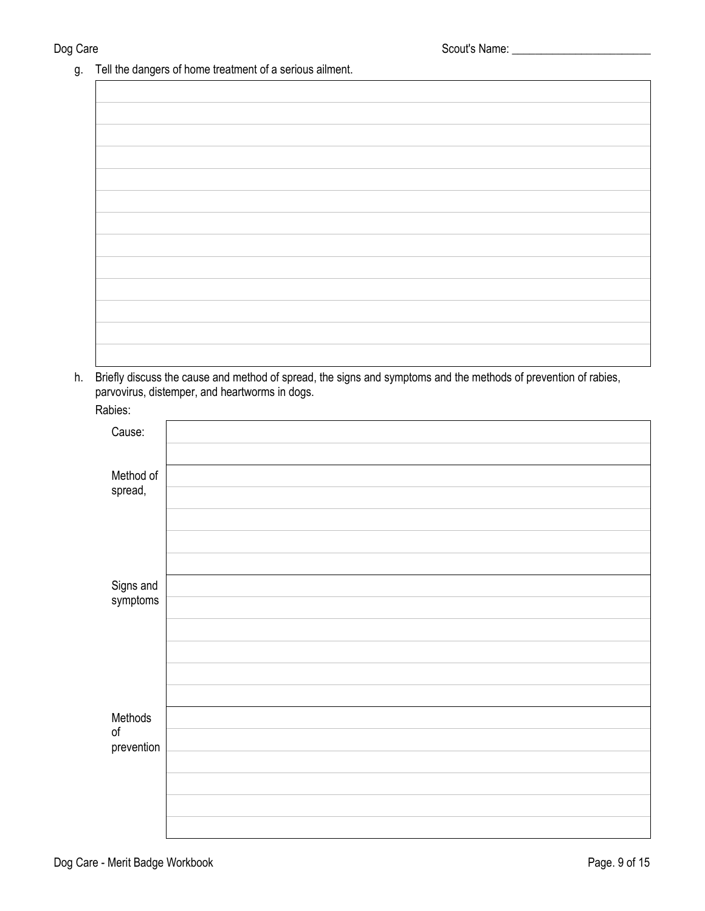g. Tell the dangers of home treatment of a serious ailment.

h. Briefly discuss the cause and method of spread, the signs and symptoms and the methods of prevention of rabies, parvovirus, distemper, and heartworms in dogs.

Rabies:

| | |
|---|---|
| Cause: | |
| Method of spread, | |
| Signs and symptoms | |
| Methods of prevention | |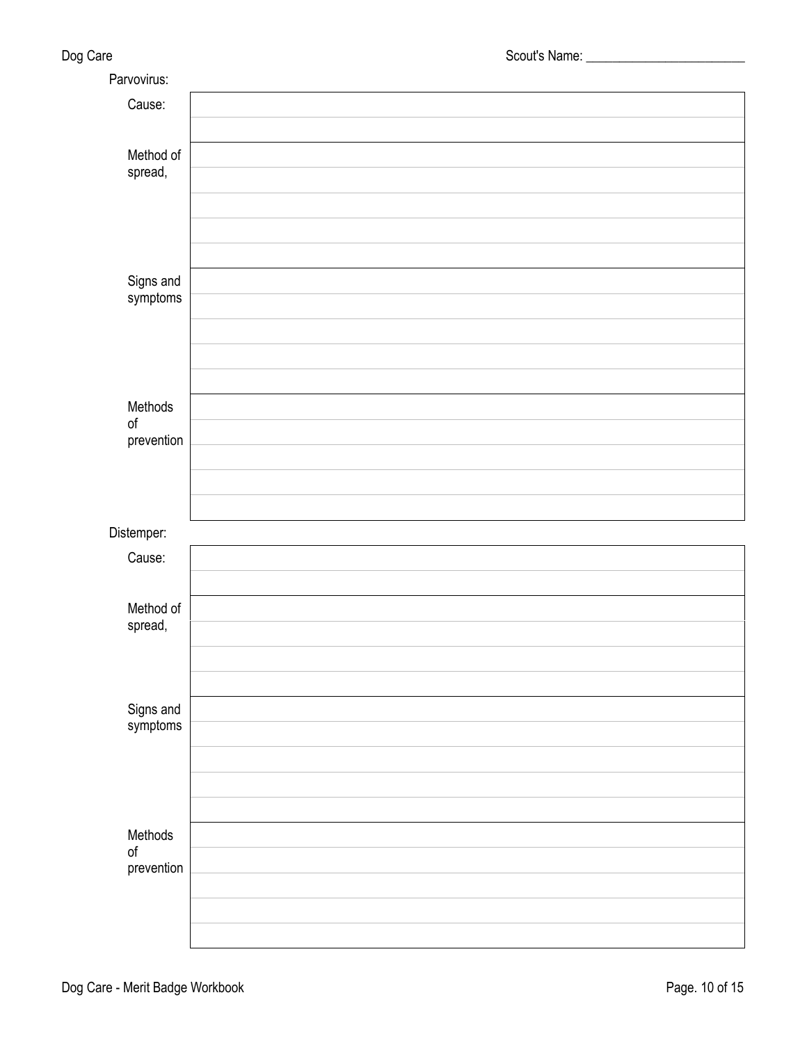Scout's Name: ________________________

Parvovirus:

| | |
|---|---|
| Cause: | |
| Method of spread, | |
| Signs and symptoms | |
| Methods of prevention | |

Distemper:

| | |
|---|---|
| Cause: | |
| Method of spread, | |
| Signs and symptoms | |
| Methods of prevention | |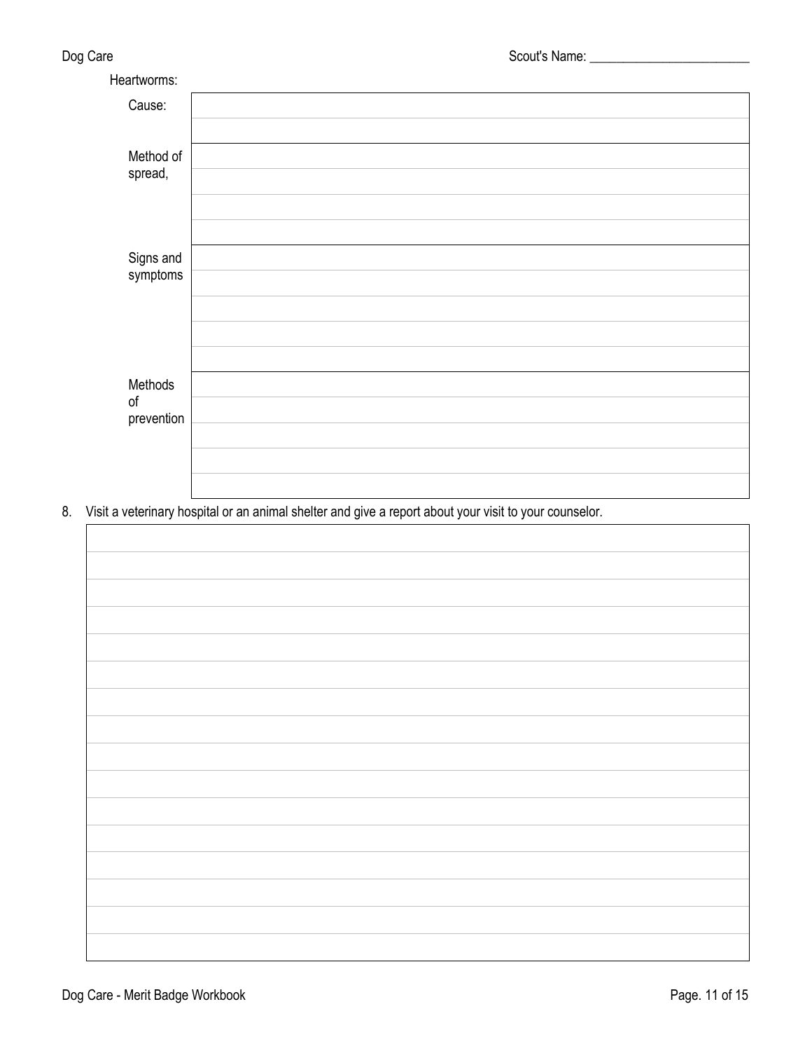Heartworms:

| | |
|---|---|
| Cause: | |
| Method of spread, | |
| Signs and symptoms | |
| Methods of prevention | |

8. Visit a veterinary hospital or an animal shelter and give a report about your visit to your counselor.

| |
|---|
| |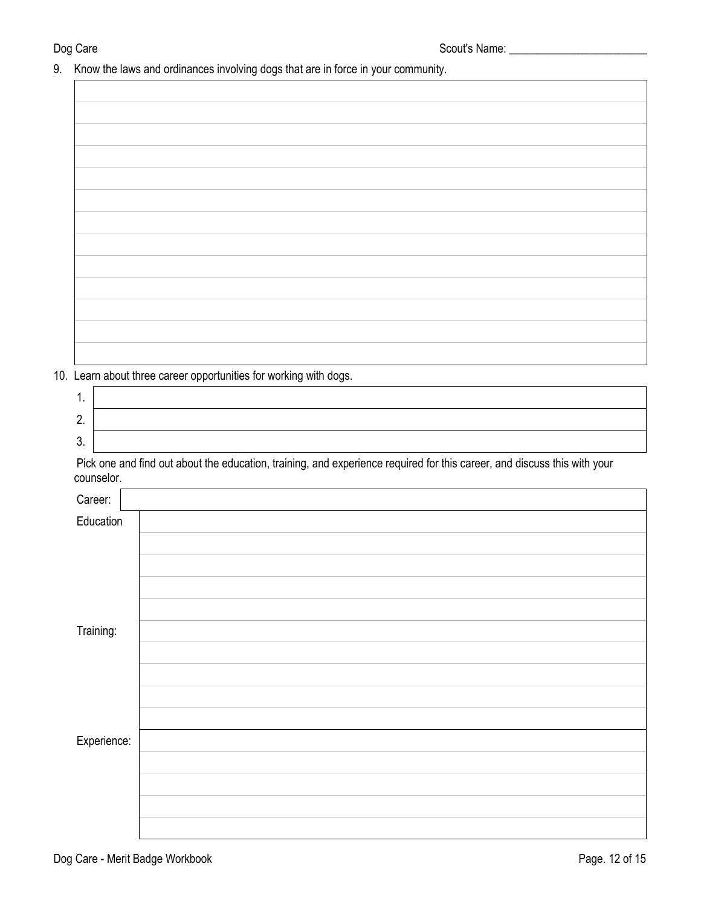9. Know the laws and ordinances involving dogs that are in force in your community.

10. Learn about three career opportunities for working with dogs.

| | |
|---|---|
| 1. | |
| 2. | |
| 3. | |

Pick one and find out about the education, training, and experience required for this career, and discuss this with your counselor.

| | |
|---|---|
| Career: | |
| Education | |
| Training: | |
| Experience: | |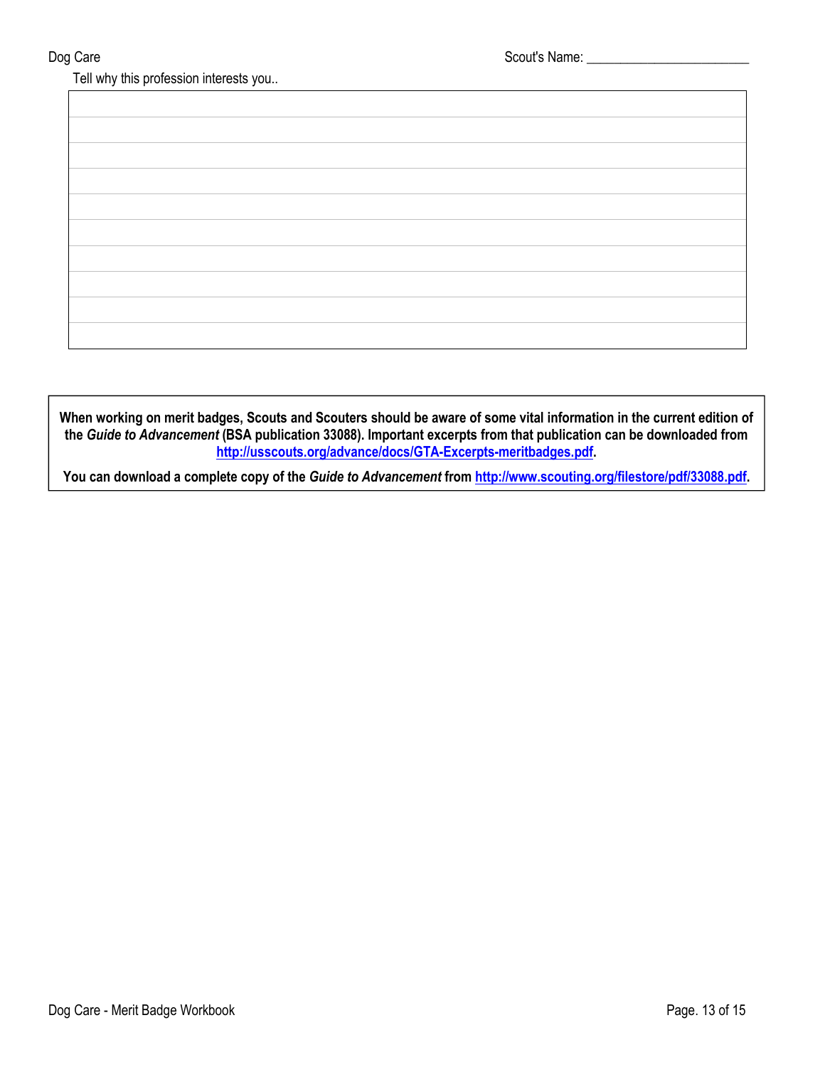Tell why this profession interests you..

| |
|---|
| |
| |
| |
| |
| |
| |
| |
| |
| |
| |

**When working on merit badges, Scouts and Scouters should be aware of some vital information in the current edition of the *Guide to Advancement* (BSA publication 33088). Important excerpts from that publication can be downloaded from [http://usscouts.org/advance/docs/GTA-Excerpts-meritbadges.pdf](http://usscouts.org/advance/docs/GTA-Excerpts-meritbadges.pdf).**

**You can download a complete copy of the *Guide to Advancement* from [http://www.scouting.org/filestore/pdf/33088.pdf](http://www.scouting.org/filestore/pdf/33088.pdf).**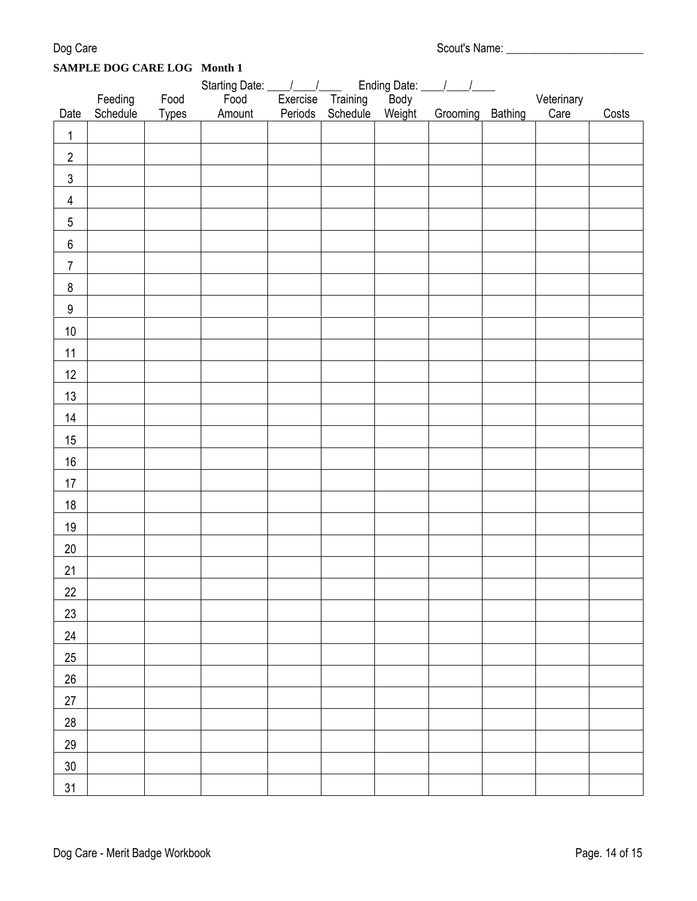Scout's Name: ________________________

**SAMPLE DOG CARE LOG Month 1**

Starting Date: ____/____/____ Ending Date: ____/____/____

| Date | Feeding Schedule | Food Types | Food Amount | Exercise Periods | Training Schedule | Body Weight | Grooming | Bathing | Veterinary Care | Costs |
|---|---|---|---|---|---|---|---|---|---|---|
| 1 | | | | | | | | | | |
| 2 | | | | | | | | | | |
| 3 | | | | | | | | | | |
| 4 | | | | | | | | | | |
| 5 | | | | | | | | | | |
| 6 | | | | | | | | | | |
| 7 | | | | | | | | | | |
| 8 | | | | | | | | | | |
| 9 | | | | | | | | | | |
| 10 | | | | | | | | | | |
| 11 | | | | | | | | | | |
| 12 | | | | | | | | | | |
| 13 | | | | | | | | | | |
| 14 | | | | | | | | | | |
| 15 | | | | | | | | | | |
| 16 | | | | | | | | | | |
| 17 | | | | | | | | | | |
| 18 | | | | | | | | | | |
| 19 | | | | | | | | | | |
| 20 | | | | | | | | | | |
| 21 | | | | | | | | | | |
| 22 | | | | | | | | | | |
| 23 | | | | | | | | | | |
| 24 | | | | | | | | | | |
| 25 | | | | | | | | | | |
| 26 | | | | | | | | | | |
| 27 | | | | | | | | | | |
| 28 | | | | | | | | | | |
| 29 | | | | | | | | | | |
| 30 | | | | | | | | | | |
| 31 | | | | | | | | | | |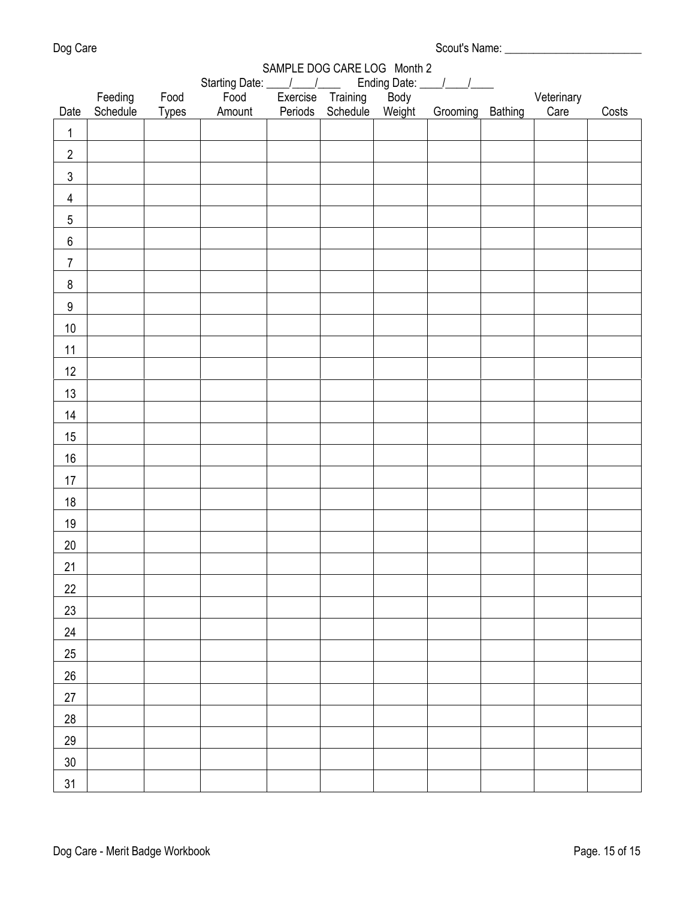Scout's Name: ________________________

## SAMPLE DOG CARE LOG Month 2

Starting Date: ____/____/____ Ending Date: ____/____/____

| Date | Feeding Schedule | Food Types | Food Amount | Exercise Periods | Training Schedule | Body Weight | Grooming | Bathing | Veterinary Care | Costs |
|---|---|---|---|---|---|---|---|---|---|---|
| 1 | | | | | | | | | | |
| 2 | | | | | | | | | | |
| 3 | | | | | | | | | | |
| 4 | | | | | | | | | | |
| 5 | | | | | | | | | | |
| 6 | | | | | | | | | | |
| 7 | | | | | | | | | | |
| 8 | | | | | | | | | | |
| 9 | | | | | | | | | | |
| 10 | | | | | | | | | | |
| 11 | | | | | | | | | | |
| 12 | | | | | | | | | | |
| 13 | | | | | | | | | | |
| 14 | | | | | | | | | | |
| 15 | | | | | | | | | | |
| 16 | | | | | | | | | | |
| 17 | | | | | | | | | | |
| 18 | | | | | | | | | | |
| 19 | | | | | | | | | | |
| 20 | | | | | | | | | | |
| 21 | | | | | | | | | | |
| 22 | | | | | | | | | | |
| 23 | | | | | | | | | | |
| 24 | | | | | | | | | | |
| 25 | | | | | | | | | | |
| 26 | | | | | | | | | | |
| 27 | | | | | | | | | | |
| 28 | | | | | | | | | | |
| 29 | | | | | | | | | | |
| 30 | | | | | | | | | | |
| 31 | | | | | | | | | | |